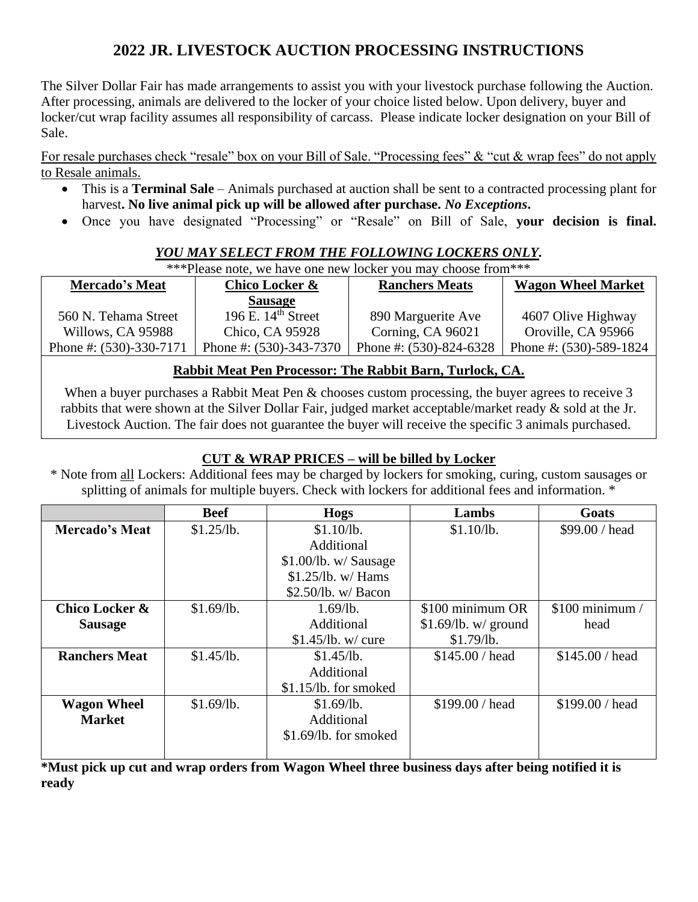# 2022 JR. LIVESTOCK AUCTION PROCESSING INSTRUCTIONS

The Silver Dollar Fair has made arrangements to assist you with your livestock purchase following the Auction. After processing, animals are delivered to the locker of your choice listed below. Upon delivery, buyer and locker/cut wrap facility assumes all responsibility of carcass. Please indicate locker designation on your Bill of Sale.

For resale purchases check "resale" box on your Bill of Sale. "Processing fees" & "cut & wrap fees" do not apply to Resale animals.

- This is a **Terminal Sale** – Animals purchased at auction shall be sent to a contracted processing plant for harvest**. No live animal pick up will be allowed after purchase.** ***No Exceptions*****.**
- Once you have designated "Processing" or "Resale" on Bill of Sale, **your decision is final.**

***YOU MAY SELECT FROM THE FOLLOWING LOCKERS ONLY.***

***Please note, we have one new locker you may choose from***

| Mercado's Meat | Chico Locker & Sausage | Ranchers Meats | Wagon Wheel Market |
|---|---|---|---|
| 560 N. Tehama Street | 196 E. 14th Street | 890 Marguerite Ave | 4607 Olive Highway |
| Willows, CA 95988 | Chico, CA 95928 | Corning, CA 96021 | Oroville, CA 95966 |
| Phone #: (530)-330-7171 | Phone #: (530)-343-7370 | Phone #: (530)-824-6328 | Phone #: (530)-589-1824 |

**Rabbit Meat Pen Processor: The Rabbit Barn, Turlock, CA.**

When a buyer purchases a Rabbit Meat Pen & chooses custom processing, the buyer agrees to receive 3 rabbits that were shown at the Silver Dollar Fair, judged market acceptable/market ready & sold at the Jr. Livestock Auction. The fair does not guarantee the buyer will receive the specific 3 animals purchased.

**CUT & WRAP PRICES – will be billed by Locker**

* Note from all Lockers: Additional fees may be charged by lockers for smoking, curing, custom sausages or splitting of animals for multiple buyers. Check with lockers for additional fees and information. *

| | Beef | Hogs | Lambs | Goats |
|---|---|---|---|---|
| **Mercado's Meat** | $1.25/lb. | $1.10/lb. Additional $1.00/lb. w/ Sausage $1.25/lb. w/ Hams $2.50/lb. w/ Bacon | $1.10/lb. | $99.00 / head |
| **Chico Locker & Sausage** | $1.69/lb. | 1.69/lb. Additional $1.45/lb. w/ cure | $100 minimum OR $1.69/lb. w/ ground $1.79/lb. | $100 minimum / head |
| **Ranchers Meat** | $1.45/lb. | $1.45/lb. Additional $1.15/lb. for smoked | $145.00 / head | $145.00 / head |
| **Wagon Wheel Market** | $1.69/lb. | $1.69/lb. Additional $1.69/lb. for smoked | $199.00 / head | $199.00 / head |

**\*Must pick up cut and wrap orders from Wagon Wheel three business days after being notified it is ready**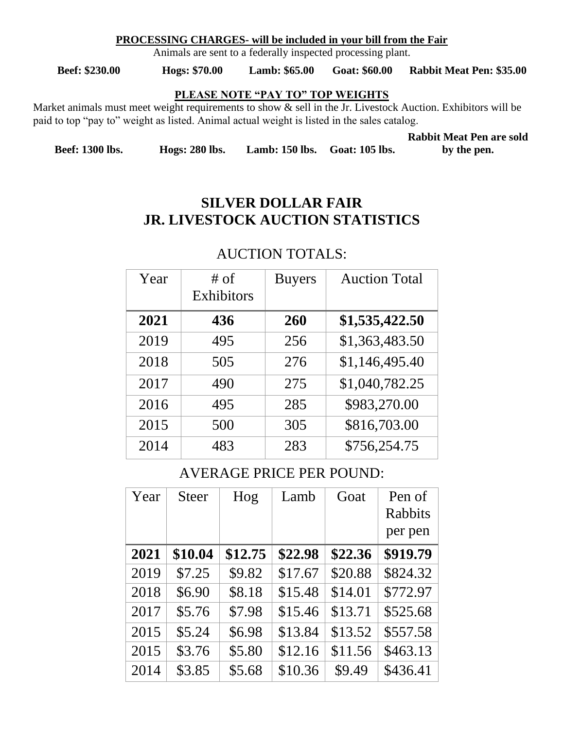**PROCESSING CHARGES- will be included in your bill from the Fair**

Animals are sent to a federally inspected processing plant.

**Beef: $230.00** **Hogs: $70.00** **Lamb: $65.00** **Goat: $60.00** **Rabbit Meat Pen: $35.00**

**PLEASE NOTE "PAY TO" TOP WEIGHTS**

Market animals must meet weight requirements to show & sell in the Jr. Livestock Auction. Exhibitors will be paid to top "pay to" weight as listed. Animal actual weight is listed in the sales catalog.

**Beef: 1300 lbs.** **Hogs: 280 lbs.** **Lamb: 150 lbs.** **Goat: 105 lbs.** **Rabbit Meat Pen are sold by the pen.**

## SILVER DOLLAR FAIR
## JR. LIVESTOCK AUCTION STATISTICS

### AUCTION TOTALS:

| Year | # of Exhibitors | Buyers | Auction Total |
|---|---|---|---|
| **2021** | **436** | **260** | **$1,535,422.50** |
| 2019 | 495 | 256 | $1,363,483.50 |
| 2018 | 505 | 276 | $1,146,495.40 |
| 2017 | 490 | 275 | $1,040,782.25 |
| 2016 | 495 | 285 | $983,270.00 |
| 2015 | 500 | 305 | $816,703.00 |
| 2014 | 483 | 283 | $756,254.75 |

### AVERAGE PRICE PER POUND:

| Year | Steer | Hog | Lamb | Goat | Pen of Rabbits per pen |
|---|---|---|---|---|---|
| **2021** | **$10.04** | **$12.75** | **$22.98** | **$22.36** | **$919.79** |
| 2019 | $7.25 | $9.82 | $17.67 | $20.88 | $824.32 |
| 2018 | $6.90 | $8.18 | $15.48 | $14.01 | $772.97 |
| 2017 | $5.76 | $7.98 | $15.46 | $13.71 | $525.68 |
| 2015 | $5.24 | $6.98 | $13.84 | $13.52 | $557.58 |
| 2015 | $3.76 | $5.80 | $12.16 | $11.56 | $463.13 |
| 2014 | $3.85 | $5.68 | $10.36 | $9.49 | $436.41 |